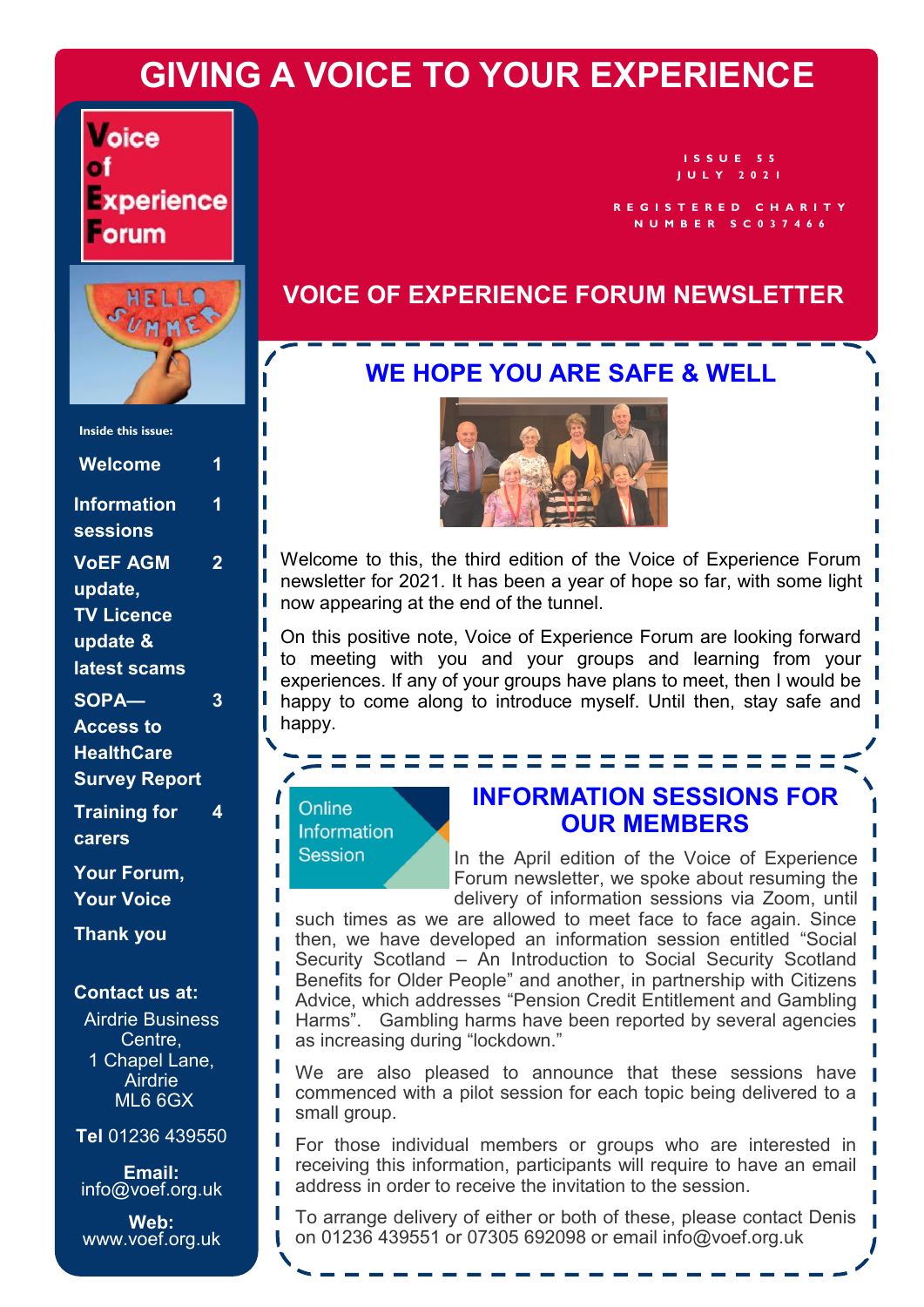# GIVING A VOICE TO YOUR EXPERIENCE

**Voice of Experience Forum**

ISSUE 55
JULY 2021

REGISTERED CHARITY NUMBER SC037466

## VOICE OF EXPERIENCE FORUM NEWSLETTER

**Inside this issue:**

| | |
|---|---|
| Welcome | 1 |
| Information sessions | 1 |
| VoEF AGM update, TV Licence update & latest scams | 2 |
| SOPA—Access to HealthCare Survey Report | 3 |
| Training for carers | 4 |
| Your Forum, Your Voice | |
| Thank you | |

**Contact us at:**

Airdrie Business Centre,
1 Chapel Lane,
Airdrie
ML6 6GX

**Tel** 01236 439550

**Email:**
info@voef.org.uk

**Web:**
www.voef.org.uk

## WE HOPE YOU ARE SAFE & WELL

Welcome to this, the third edition of the Voice of Experience Forum newsletter for 2021. It has been a year of hope so far, with some light now appearing at the end of the tunnel.

On this positive note, Voice of Experience Forum are looking forward to meeting with you and your groups and learning from your experiences. If any of your groups have plans to meet, then I would be happy to come along to introduce myself. Until then, stay safe and happy.

## INFORMATION SESSIONS FOR OUR MEMBERS

Online Information Session

In the April edition of the Voice of Experience Forum newsletter, we spoke about resuming the delivery of information sessions via Zoom, until such times as we are allowed to meet face to face again. Since then, we have developed an information session entitled "Social Security Scotland – An Introduction to Social Security Scotland Benefits for Older People" and another, in partnership with Citizens Advice, which addresses "Pension Credit Entitlement and Gambling Harms". Gambling harms have been reported by several agencies as increasing during "lockdown."

We are also pleased to announce that these sessions have commenced with a pilot session for each topic being delivered to a small group.

For those individual members or groups who are interested in receiving this information, participants will require to have an email address in order to receive the invitation to the session.

To arrange delivery of either or both of these, please contact Denis on 01236 439551 or 07305 692098 or email info@voef.org.uk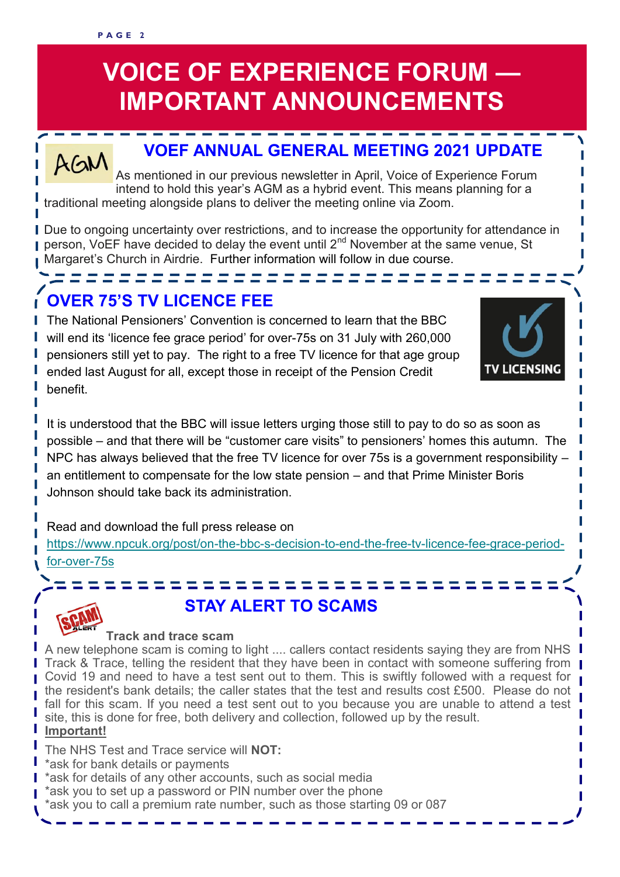# VOICE OF EXPERIENCE FORUM — IMPORTANT ANNOUNCEMENTS

## VOEF ANNUAL GENERAL MEETING 2021 UPDATE

As mentioned in our previous newsletter in April, Voice of Experience Forum intend to hold this year's AGM as a hybrid event. This means planning for a traditional meeting alongside plans to deliver the meeting online via Zoom.

Due to ongoing uncertainty over restrictions, and to increase the opportunity for attendance in person, VoEF have decided to delay the event until 2nd November at the same venue, St Margaret's Church in Airdrie. Further information will follow in due course.

## OVER 75'S TV LICENCE FEE

The National Pensioners' Convention is concerned to learn that the BBC will end its 'licence fee grace period' for over-75s on 31 July with 260,000 pensioners still yet to pay. The right to a free TV licence for that age group ended last August for all, except those in receipt of the Pension Credit benefit.

It is understood that the BBC will issue letters urging those still to pay to do so as soon as possible – and that there will be "customer care visits" to pensioners' homes this autumn. The NPC has always believed that the free TV licence for over 75s is a government responsibility – an entitlement to compensate for the low state pension – and that Prime Minister Boris Johnson should take back its administration.

Read and download the full press release on https://www.npcuk.org/post/on-the-bbc-s-decision-to-end-the-free-tv-licence-fee-grace-period-for-over-75s

## STAY ALERT TO SCAMS

### Track and trace scam

A new telephone scam is coming to light .... callers contact residents saying they are from NHS Track & Trace, telling the resident that they have been in contact with someone suffering from Covid 19 and need to have a test sent out to them. This is swiftly followed with a request for the resident's bank details; the caller states that the test and results cost £500. Please do not fall for this scam. If you need a test sent out to you because you are unable to attend a test site, this is done for free, both delivery and collection, followed up by the result.

**Important!**

The NHS Test and Trace service will **NOT:**

*ask for bank details or payments
*ask for details of any other accounts, such as social media
*ask you to set up a password or PIN number over the phone
*ask you to call a premium rate number, such as those starting 09 or 087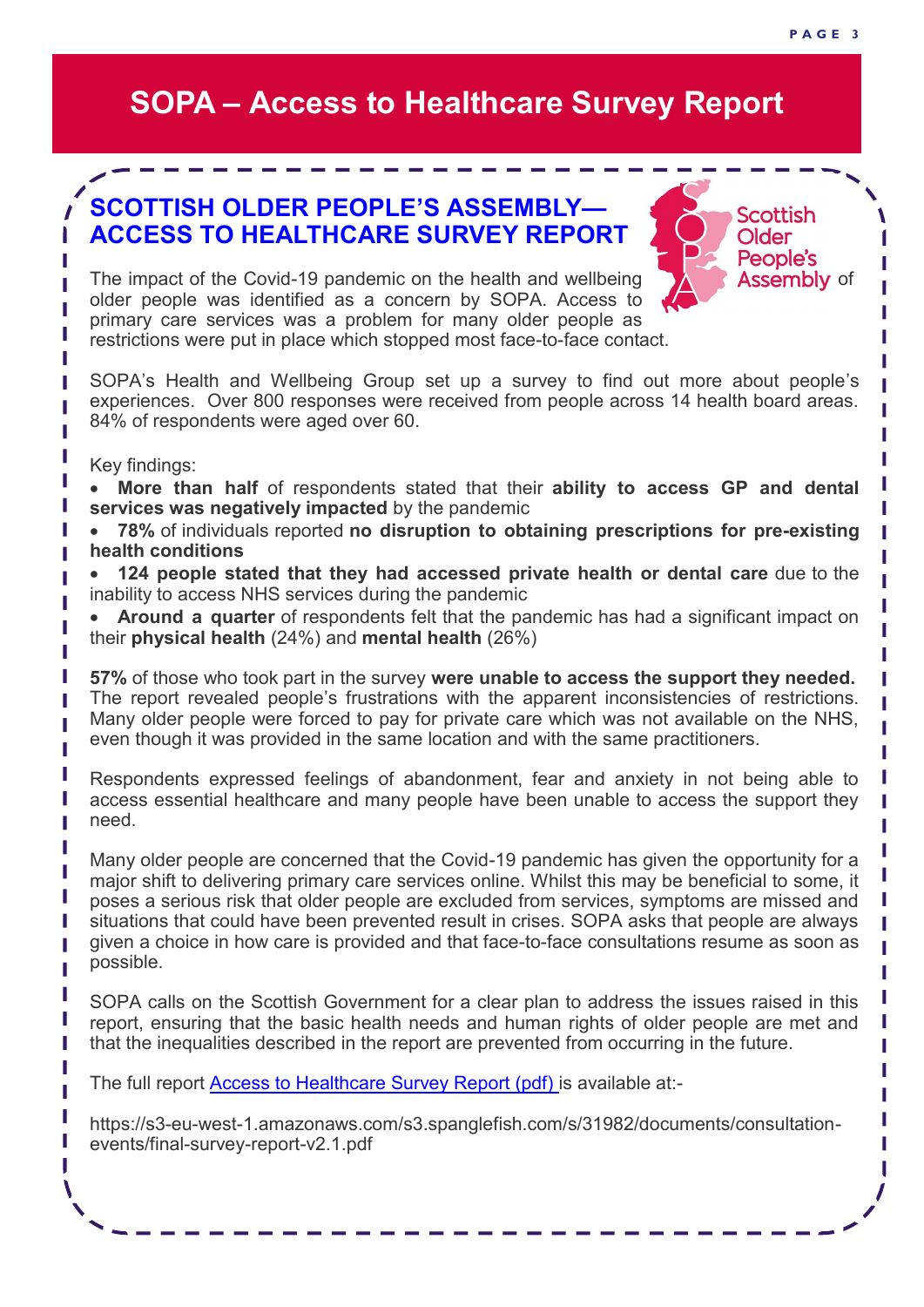# SOPA – Access to Healthcare Survey Report

## SCOTTISH OLDER PEOPLE'S ASSEMBLY—ACCESS TO HEALTHCARE SURVEY REPORT

Scottish Older People's Assembly of

The impact of the Covid-19 pandemic on the health and wellbeing older people was identified as a concern by SOPA. Access to primary care services was a problem for many older people as restrictions were put in place which stopped most face-to-face contact.

SOPA's Health and Wellbeing Group set up a survey to find out more about people's experiences. Over 800 responses were received from people across 14 health board areas. 84% of respondents were aged over 60.

Key findings:

- **More than half** of respondents stated that their **ability to access GP and dental services was negatively impacted** by the pandemic
- **78%** of individuals reported **no disruption to obtaining prescriptions for pre-existing health conditions**
- **124 people stated that they had accessed private health or dental care** due to the inability to access NHS services during the pandemic
- **Around a quarter** of respondents felt that the pandemic has had a significant impact on their **physical health** (24%) and **mental health** (26%)

**57%** of those who took part in the survey **were unable to access the support they needed.** The report revealed people's frustrations with the apparent inconsistencies of restrictions. Many older people were forced to pay for private care which was not available on the NHS, even though it was provided in the same location and with the same practitioners.

Respondents expressed feelings of abandonment, fear and anxiety in not being able to access essential healthcare and many people have been unable to access the support they need.

Many older people are concerned that the Covid-19 pandemic has given the opportunity for a major shift to delivering primary care services online. Whilst this may be beneficial to some, it poses a serious risk that older people are excluded from services, symptoms are missed and situations that could have been prevented result in crises. SOPA asks that people are always given a choice in how care is provided and that face-to-face consultations resume as soon as possible.

SOPA calls on the Scottish Government for a clear plan to address the issues raised in this report, ensuring that the basic health needs and human rights of older people are met and that the inequalities described in the report are prevented from occurring in the future.

The full report [Access to Healthcare Survey Report (pdf)](https://s3-eu-west-1.amazonaws.com/s3.spanglefish.com/s/31982/documents/consultation-events/final-survey-report-v2.1.pdf) is available at:-

https://s3-eu-west-1.amazonaws.com/s3.spanglefish.com/s/31982/documents/consultation-events/final-survey-report-v2.1.pdf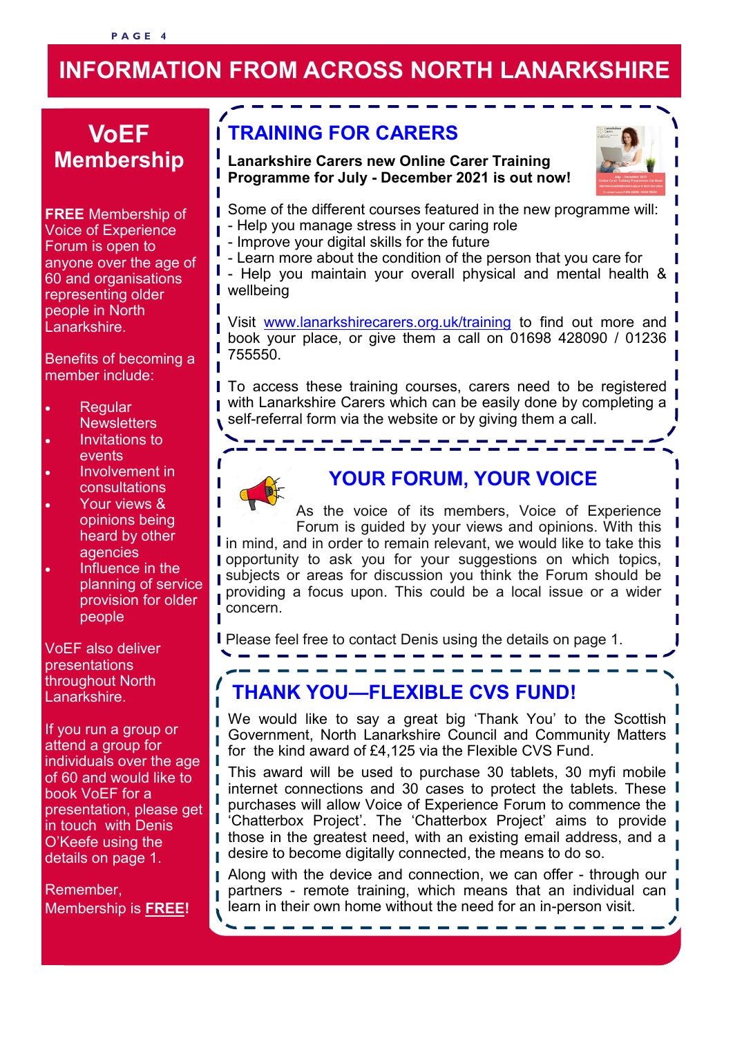# INFORMATION FROM ACROSS NORTH LANARKSHIRE

## VoEF Membership

**FREE** Membership of Voice of Experience Forum is open to anyone over the age of 60 and organisations representing older people in North Lanarkshire.

Benefits of becoming a member include:

- Regular Newsletters
- Invitations to events
- Involvement in consultations
- Your views & opinions being heard by other agencies
- Influence in the planning of service provision for older people

VoEF also deliver presentations throughout North Lanarkshire.

If you run a group or attend a group for individuals over the age of 60 and would like to book VoEF for a presentation, please get in touch with Denis O'Keefe using the details on page 1.

Remember, Membership is **FREE!**

## TRAINING FOR CARERS

**Lanarkshire Carers new Online Carer Training Programme for July - December 2021 is out now!**

Some of the different courses featured in the new programme will:
- Help you manage stress in your caring role
- Improve your digital skills for the future
- Learn more about the condition of the person that you care for
- Help you maintain your overall physical and mental health & wellbeing

Visit www.lanarkshirecarers.org.uk/training to find out more and book your place, or give them a call on 01698 428090 / 01236 755550.

To access these training courses, carers need to be registered with Lanarkshire Carers which can be easily done by completing a self-referral form via the website or by giving them a call.

## YOUR FORUM, YOUR VOICE

As the voice of its members, Voice of Experience Forum is guided by your views and opinions. With this in mind, and in order to remain relevant, we would like to take this opportunity to ask you for your suggestions on which topics, subjects or areas for discussion you think the Forum should be providing a focus upon. This could be a local issue or a wider concern.

Please feel free to contact Denis using the details on page 1.

## THANK YOU—FLEXIBLE CVS FUND!

We would like to say a great big 'Thank You' to the Scottish Government, North Lanarkshire Council and Community Matters for the kind award of £4,125 via the Flexible CVS Fund.

This award will be used to purchase 30 tablets, 30 myfi mobile internet connections and 30 cases to protect the tablets. These purchases will allow Voice of Experience Forum to commence the 'Chatterbox Project'. The 'Chatterbox Project' aims to provide those in the greatest need, with an existing email address, and a desire to become digitally connected, the means to do so.

Along with the device and connection, we can offer - through our partners - remote training, which means that an individual can learn in their own home without the need for an in-person visit.